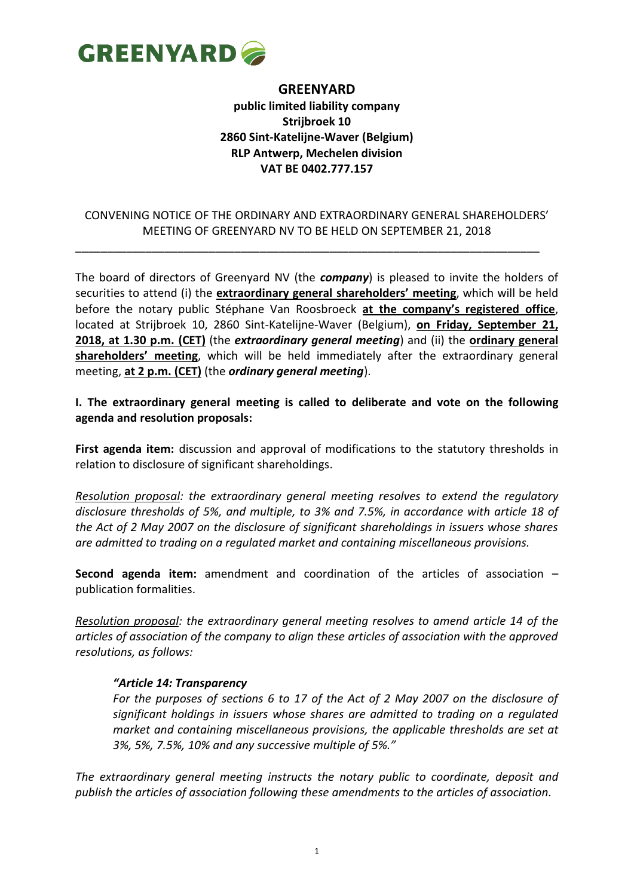# GREENYARD

**public limited liability company**
**Strijbroek 10**
**2860 Sint-Katelijne-Waver (Belgium)**
**RLP Antwerp, Mechelen division**
**VAT BE 0402.777.157**

CONVENING NOTICE OF THE ORDINARY AND EXTRAORDINARY GENERAL SHAREHOLDERS' MEETING OF GREENYARD NV TO BE HELD ON SEPTEMBER 21, 2018

---

The board of directors of Greenyard NV (the ***company***) is pleased to invite the holders of securities to attend (i) the **extraordinary general shareholders' meeting**, which will be held before the notary public Stéphane Van Roosbroeck **at the company's registered office**, located at Strijbroek 10, 2860 Sint-Katelijne-Waver (Belgium), **on Friday, September 21, 2018, at 1.30 p.m. (CET)** (the ***extraordinary general meeting***) and (ii) the **ordinary general shareholders' meeting**, which will be held immediately after the extraordinary general meeting, **at 2 p.m. (CET)** (the ***ordinary general meeting***).

**I. The extraordinary general meeting is called to deliberate and vote on the following agenda and resolution proposals:**

**First agenda item:** discussion and approval of modifications to the statutory thresholds in relation to disclosure of significant shareholdings.

*Resolution proposal: the extraordinary general meeting resolves to extend the regulatory disclosure thresholds of 5%, and multiple, to 3% and 7.5%, in accordance with article 18 of the Act of 2 May 2007 on the disclosure of significant shareholdings in issuers whose shares are admitted to trading on a regulated market and containing miscellaneous provisions.*

**Second agenda item:** amendment and coordination of the articles of association – publication formalities.

*Resolution proposal: the extraordinary general meeting resolves to amend article 14 of the articles of association of the company to align these articles of association with the approved resolutions, as follows:*

> ***"Article 14: Transparency***
> *For the purposes of sections 6 to 17 of the Act of 2 May 2007 on the disclosure of significant holdings in issuers whose shares are admitted to trading on a regulated market and containing miscellaneous provisions, the applicable thresholds are set at 3%, 5%, 7.5%, 10% and any successive multiple of 5%."*

*The extraordinary general meeting instructs the notary public to coordinate, deposit and publish the articles of association following these amendments to the articles of association.*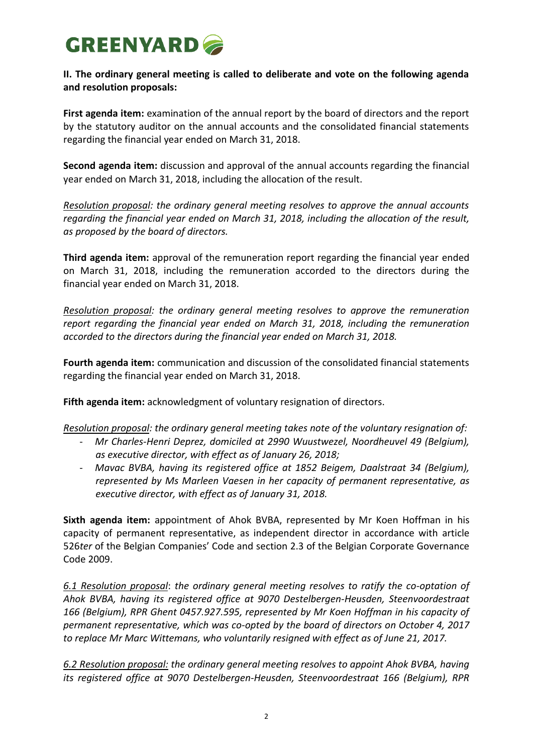**II. The ordinary general meeting is called to deliberate and vote on the following agenda and resolution proposals:**

**First agenda item:** examination of the annual report by the board of directors and the report by the statutory auditor on the annual accounts and the consolidated financial statements regarding the financial year ended on March 31, 2018.

**Second agenda item:** discussion and approval of the annual accounts regarding the financial year ended on March 31, 2018, including the allocation of the result.

*Resolution proposal: the ordinary general meeting resolves to approve the annual accounts regarding the financial year ended on March 31, 2018, including the allocation of the result, as proposed by the board of directors.*

**Third agenda item:** approval of the remuneration report regarding the financial year ended on March 31, 2018, including the remuneration accorded to the directors during the financial year ended on March 31, 2018.

*Resolution proposal: the ordinary general meeting resolves to approve the remuneration report regarding the financial year ended on March 31, 2018, including the remuneration accorded to the directors during the financial year ended on March 31, 2018.*

**Fourth agenda item:** communication and discussion of the consolidated financial statements regarding the financial year ended on March 31, 2018.

**Fifth agenda item:** acknowledgment of voluntary resignation of directors.

*Resolution proposal: the ordinary general meeting takes note of the voluntary resignation of:*

- *Mr Charles-Henri Deprez, domiciled at 2990 Wuustwezel, Noordheuvel 49 (Belgium), as executive director, with effect as of January 26, 2018;*
- *Mavac BVBA, having its registered office at 1852 Beigem, Daalstraat 34 (Belgium), represented by Ms Marleen Vaesen in her capacity of permanent representative, as executive director, with effect as of January 31, 2018.*

**Sixth agenda item:** appointment of Ahok BVBA, represented by Mr Koen Hoffman in his capacity of permanent representative, as independent director in accordance with article 526*ter* of the Belgian Companies' Code and section 2.3 of the Belgian Corporate Governance Code 2009.

*6.1 Resolution proposal: the ordinary general meeting resolves to ratify the co-optation of Ahok BVBA, having its registered office at 9070 Destelbergen-Heusden, Steenvoordestraat 166 (Belgium), RPR Ghent 0457.927.595, represented by Mr Koen Hoffman in his capacity of permanent representative, which was co-opted by the board of directors on October 4, 2017 to replace Mr Marc Wittemans, who voluntarily resigned with effect as of June 21, 2017.*

*6.2 Resolution proposal: the ordinary general meeting resolves to appoint Ahok BVBA, having its registered office at 9070 Destelbergen-Heusden, Steenvoordestraat 166 (Belgium), RPR*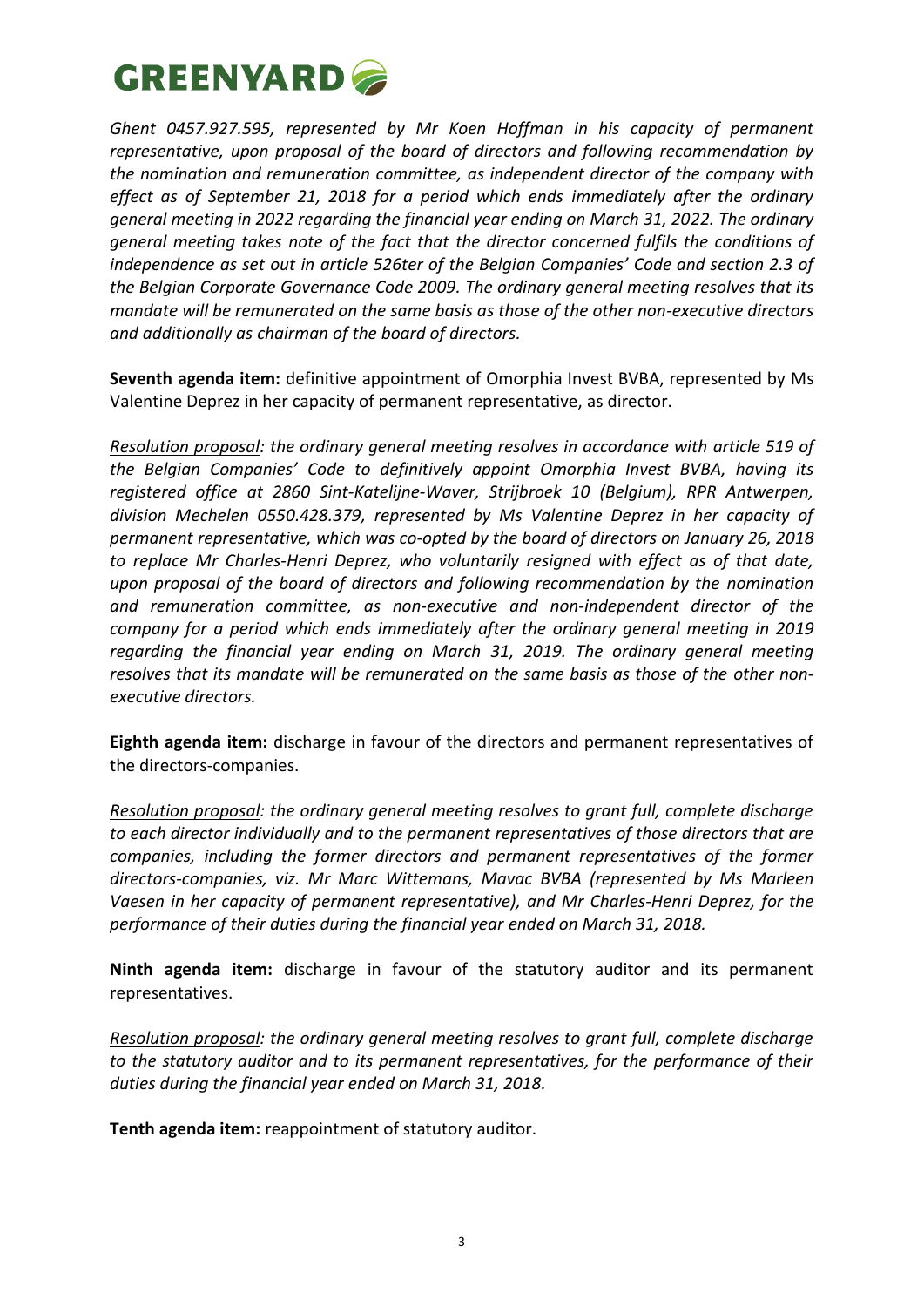*Ghent 0457.927.595, represented by Mr Koen Hoffman in his capacity of permanent representative, upon proposal of the board of directors and following recommendation by the nomination and remuneration committee, as independent director of the company with effect as of September 21, 2018 for a period which ends immediately after the ordinary general meeting in 2022 regarding the financial year ending on March 31, 2022. The ordinary general meeting takes note of the fact that the director concerned fulfils the conditions of independence as set out in article 526ter of the Belgian Companies' Code and section 2.3 of the Belgian Corporate Governance Code 2009. The ordinary general meeting resolves that its mandate will be remunerated on the same basis as those of the other non-executive directors and additionally as chairman of the board of directors.*

**Seventh agenda item:** definitive appointment of Omorphia Invest BVBA, represented by Ms Valentine Deprez in her capacity of permanent representative, as director.

*<u>Resolution proposal</u>: the ordinary general meeting resolves in accordance with article 519 of the Belgian Companies' Code to definitively appoint Omorphia Invest BVBA, having its registered office at 2860 Sint-Katelijne-Waver, Strijbroek 10 (Belgium), RPR Antwerpen, division Mechelen 0550.428.379, represented by Ms Valentine Deprez in her capacity of permanent representative, which was co-opted by the board of directors on January 26, 2018 to replace Mr Charles-Henri Deprez, who voluntarily resigned with effect as of that date, upon proposal of the board of directors and following recommendation by the nomination and remuneration committee, as non-executive and non-independent director of the company for a period which ends immediately after the ordinary general meeting in 2019 regarding the financial year ending on March 31, 2019. The ordinary general meeting resolves that its mandate will be remunerated on the same basis as those of the other non-executive directors.*

**Eighth agenda item:** discharge in favour of the directors and permanent representatives of the directors-companies.

*<u>Resolution proposal</u>: the ordinary general meeting resolves to grant full, complete discharge to each director individually and to the permanent representatives of those directors that are companies, including the former directors and permanent representatives of the former directors-companies, viz. Mr Marc Wittemans, Mavac BVBA (represented by Ms Marleen Vaesen in her capacity of permanent representative), and Mr Charles-Henri Deprez, for the performance of their duties during the financial year ended on March 31, 2018.*

**Ninth agenda item:** discharge in favour of the statutory auditor and its permanent representatives.

*<u>Resolution proposal</u>: the ordinary general meeting resolves to grant full, complete discharge to the statutory auditor and to its permanent representatives, for the performance of their duties during the financial year ended on March 31, 2018.*

**Tenth agenda item:** reappointment of statutory auditor.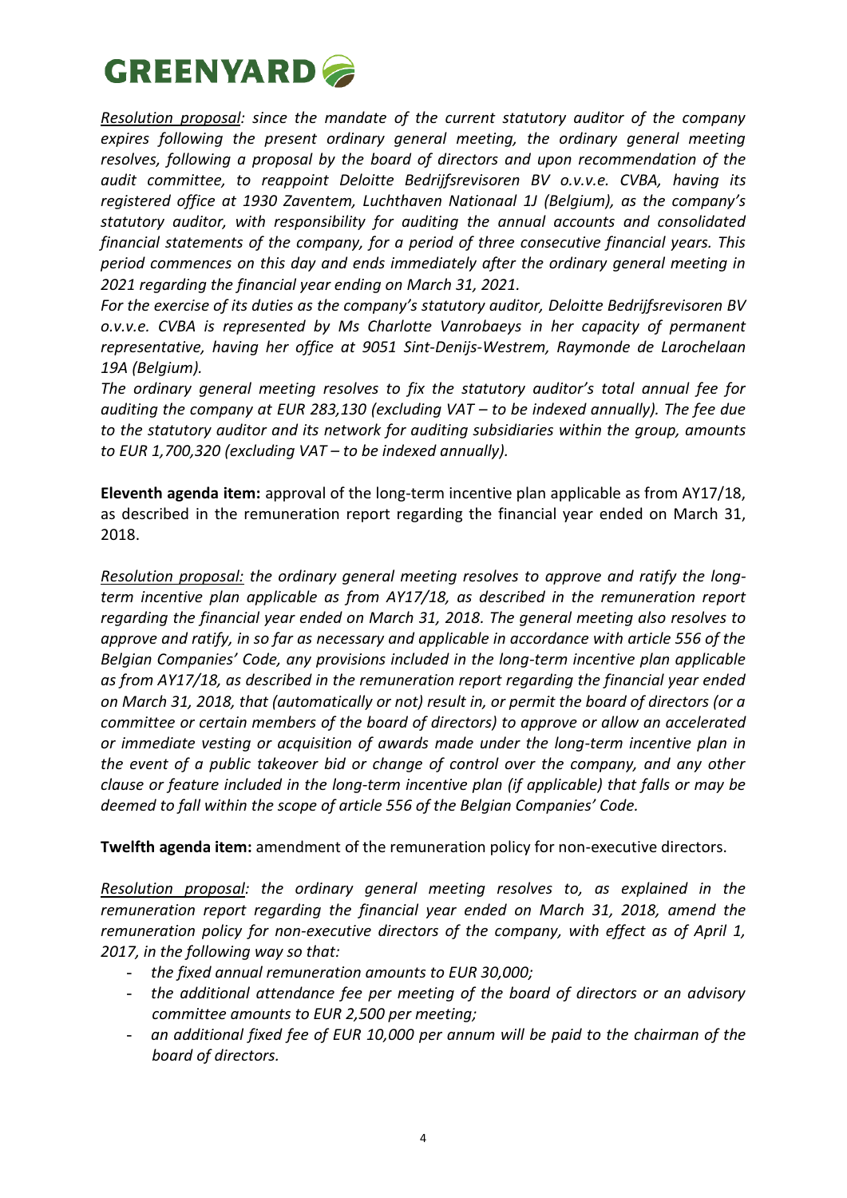*Resolution proposal: since the mandate of the current statutory auditor of the company expires following the present ordinary general meeting, the ordinary general meeting resolves, following a proposal by the board of directors and upon recommendation of the audit committee, to reappoint Deloitte Bedrijfsrevisoren BV o.v.v.e. CVBA, having its registered office at 1930 Zaventem, Luchthaven Nationaal 1J (Belgium), as the company's statutory auditor, with responsibility for auditing the annual accounts and consolidated financial statements of the company, for a period of three consecutive financial years. This period commences on this day and ends immediately after the ordinary general meeting in 2021 regarding the financial year ending on March 31, 2021.*

*For the exercise of its duties as the company's statutory auditor, Deloitte Bedrijfsrevisoren BV o.v.v.e. CVBA is represented by Ms Charlotte Vanrobaeys in her capacity of permanent representative, having her office at 9051 Sint-Denijs-Westrem, Raymonde de Larochelaan 19A (Belgium).*

*The ordinary general meeting resolves to fix the statutory auditor's total annual fee for auditing the company at EUR 283,130 (excluding VAT – to be indexed annually). The fee due to the statutory auditor and its network for auditing subsidiaries within the group, amounts to EUR 1,700,320 (excluding VAT – to be indexed annually).*

**Eleventh agenda item:** approval of the long-term incentive plan applicable as from AY17/18, as described in the remuneration report regarding the financial year ended on March 31, 2018.

*Resolution proposal: the ordinary general meeting resolves to approve and ratify the long-term incentive plan applicable as from AY17/18, as described in the remuneration report regarding the financial year ended on March 31, 2018. The general meeting also resolves to approve and ratify, in so far as necessary and applicable in accordance with article 556 of the Belgian Companies' Code, any provisions included in the long-term incentive plan applicable as from AY17/18, as described in the remuneration report regarding the financial year ended on March 31, 2018, that (automatically or not) result in, or permit the board of directors (or a committee or certain members of the board of directors) to approve or allow an accelerated or immediate vesting or acquisition of awards made under the long-term incentive plan in the event of a public takeover bid or change of control over the company, and any other clause or feature included in the long-term incentive plan (if applicable) that falls or may be deemed to fall within the scope of article 556 of the Belgian Companies' Code.*

**Twelfth agenda item:** amendment of the remuneration policy for non-executive directors.

*Resolution proposal: the ordinary general meeting resolves to, as explained in the remuneration report regarding the financial year ended on March 31, 2018, amend the remuneration policy for non-executive directors of the company, with effect as of April 1, 2017, in the following way so that:*

- *the fixed annual remuneration amounts to EUR 30,000;*
- *the additional attendance fee per meeting of the board of directors or an advisory committee amounts to EUR 2,500 per meeting;*
- *an additional fixed fee of EUR 10,000 per annum will be paid to the chairman of the board of directors.*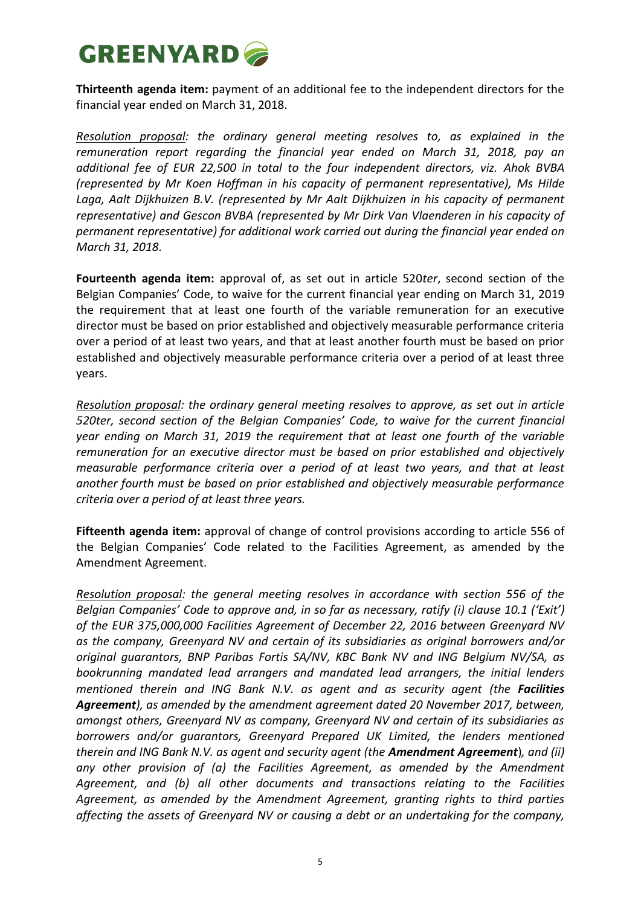**Thirteenth agenda item:** payment of an additional fee to the independent directors for the financial year ended on March 31, 2018.

*<u>Resolution proposal</u>: the ordinary general meeting resolves to, as explained in the remuneration report regarding the financial year ended on March 31, 2018, pay an additional fee of EUR 22,500 in total to the four independent directors, viz. Ahok BVBA (represented by Mr Koen Hoffman in his capacity of permanent representative), Ms Hilde Laga, Aalt Dijkhuizen B.V. (represented by Mr Aalt Dijkhuizen in his capacity of permanent representative) and Gescon BVBA (represented by Mr Dirk Van Vlaenderen in his capacity of permanent representative) for additional work carried out during the financial year ended on March 31, 2018.*

**Fourteenth agenda item:** approval of, as set out in article 520*ter*, second section of the Belgian Companies' Code, to waive for the current financial year ending on March 31, 2019 the requirement that at least one fourth of the variable remuneration for an executive director must be based on prior established and objectively measurable performance criteria over a period of at least two years, and that at least another fourth must be based on prior established and objectively measurable performance criteria over a period of at least three years.

*<u>Resolution proposal</u>: the ordinary general meeting resolves to approve, as set out in article 520ter, second section of the Belgian Companies' Code, to waive for the current financial year ending on March 31, 2019 the requirement that at least one fourth of the variable remuneration for an executive director must be based on prior established and objectively measurable performance criteria over a period of at least two years, and that at least another fourth must be based on prior established and objectively measurable performance criteria over a period of at least three years.*

**Fifteenth agenda item:** approval of change of control provisions according to article 556 of the Belgian Companies' Code related to the Facilities Agreement, as amended by the Amendment Agreement.

*<u>Resolution proposal</u>: the general meeting resolves in accordance with section 556 of the Belgian Companies' Code to approve and, in so far as necessary, ratify (i) clause 10.1 ('Exit') of the EUR 375,000,000 Facilities Agreement of December 22, 2016 between Greenyard NV as the company, Greenyard NV and certain of its subsidiaries as original borrowers and/or original guarantors, BNP Paribas Fortis SA/NV, KBC Bank NV and ING Belgium NV/SA, as bookrunning mandated lead arrangers and mandated lead arrangers, the initial lenders mentioned therein and ING Bank N.V. as agent and as security agent (the **Facilities Agreement**), as amended by the amendment agreement dated 20 November 2017, between, amongst others, Greenyard NV as company, Greenyard NV and certain of its subsidiaries as borrowers and/or guarantors, Greenyard Prepared UK Limited, the lenders mentioned therein and ING Bank N.V. as agent and security agent (the **Amendment Agreement**), and (ii) any other provision of (a) the Facilities Agreement, as amended by the Amendment Agreement, and (b) all other documents and transactions relating to the Facilities Agreement, as amended by the Amendment Agreement, granting rights to third parties affecting the assets of Greenyard NV or causing a debt or an undertaking for the company,*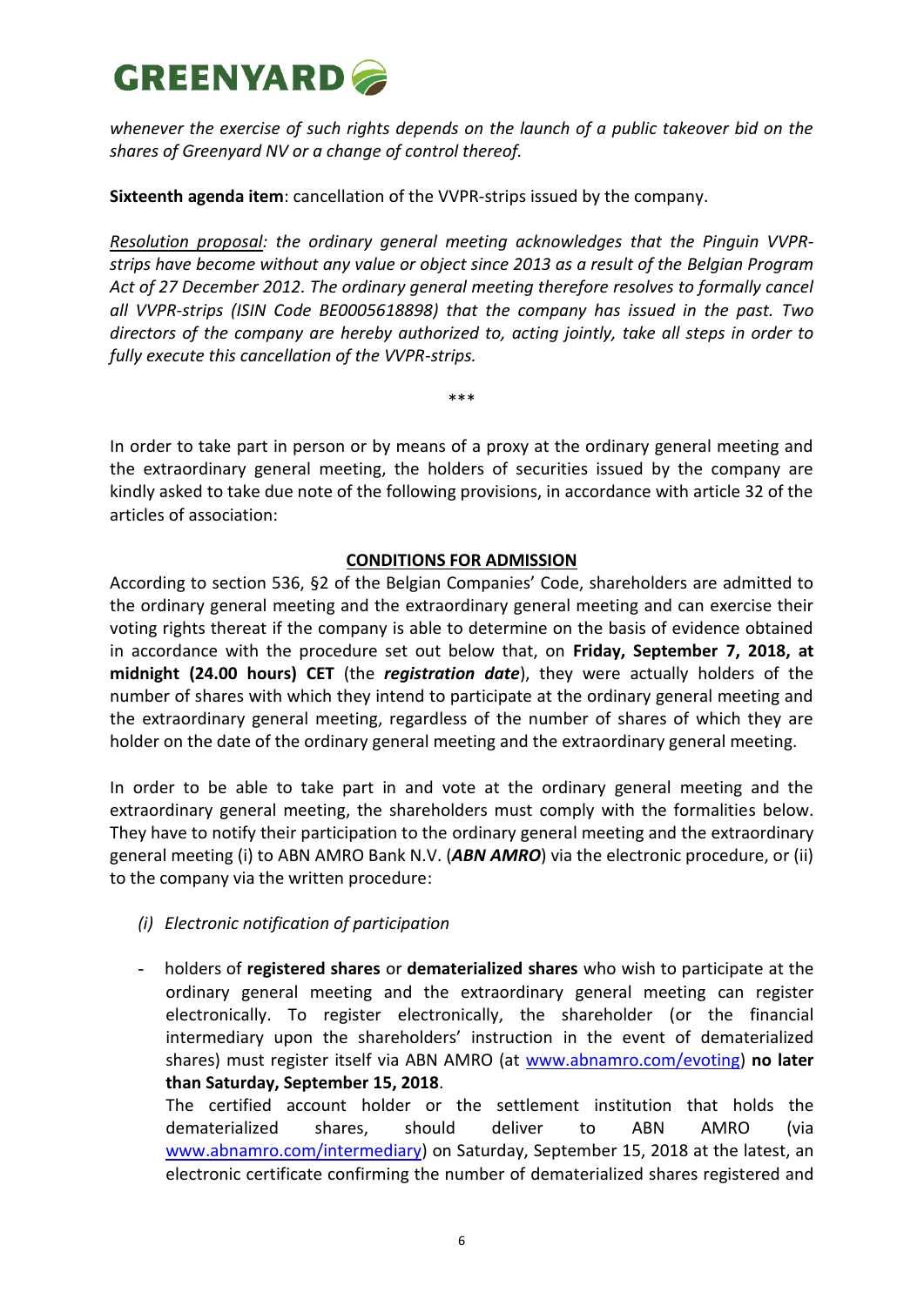*whenever the exercise of such rights depends on the launch of a public takeover bid on the shares of Greenyard NV or a change of control thereof.*

**Sixteenth agenda item**: cancellation of the VVPR-strips issued by the company.

*<u>Resolution proposal</u>: the ordinary general meeting acknowledges that the Pinguin VVPR-strips have become without any value or object since 2013 as a result of the Belgian Program Act of 27 December 2012. The ordinary general meeting therefore resolves to formally cancel all VVPR-strips (ISIN Code BE0005618898) that the company has issued in the past. Two directors of the company are hereby authorized to, acting jointly, take all steps in order to fully execute this cancellation of the VVPR-strips.*

***

In order to take part in person or by means of a proxy at the ordinary general meeting and the extraordinary general meeting, the holders of securities issued by the company are kindly asked to take due note of the following provisions, in accordance with article 32 of the articles of association:

**<u>CONDITIONS FOR ADMISSION</u>**

According to section 536, §2 of the Belgian Companies' Code, shareholders are admitted to the ordinary general meeting and the extraordinary general meeting and can exercise their voting rights thereat if the company is able to determine on the basis of evidence obtained in accordance with the procedure set out below that, on **Friday, September 7, 2018, at midnight (24.00 hours) CET** (the ***registration date***), they were actually holders of the number of shares with which they intend to participate at the ordinary general meeting and the extraordinary general meeting, regardless of the number of shares of which they are holder on the date of the ordinary general meeting and the extraordinary general meeting.

In order to be able to take part in and vote at the ordinary general meeting and the extraordinary general meeting, the shareholders must comply with the formalities below. They have to notify their participation to the ordinary general meeting and the extraordinary general meeting (i) to ABN AMRO Bank N.V. (***ABN AMRO***) via the electronic procedure, or (ii) to the company via the written procedure:

*(i) Electronic notification of participation*

- holders of **registered shares** or **dematerialized shares** who wish to participate at the ordinary general meeting and the extraordinary general meeting can register electronically. To register electronically, the shareholder (or the financial intermediary upon the shareholders' instruction in the event of dematerialized shares) must register itself via ABN AMRO (at www.abnamro.com/evoting) **no later than Saturday, September 15, 2018**.

  The certified account holder or the settlement institution that holds the dematerialized shares, should deliver to ABN AMRO (via www.abnamro.com/intermediary) on Saturday, September 15, 2018 at the latest, an electronic certificate confirming the number of dematerialized shares registered and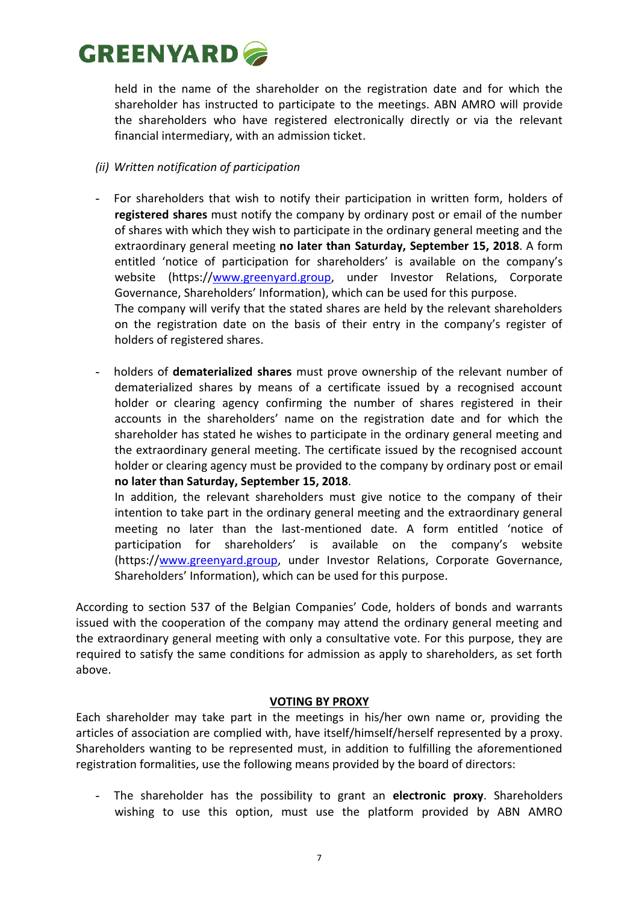held in the name of the shareholder on the registration date and for which the shareholder has instructed to participate to the meetings. ABN AMRO will provide the shareholders who have registered electronically directly or via the relevant financial intermediary, with an admission ticket.

*(ii) Written notification of participation*

- For shareholders that wish to notify their participation in written form, holders of **registered shares** must notify the company by ordinary post or email of the number of shares with which they wish to participate in the ordinary general meeting and the extraordinary general meeting **no later than Saturday, September 15, 2018**. A form entitled 'notice of participation for shareholders' is available on the company's website (https://www.greenyard.group, under Investor Relations, Corporate Governance, Shareholders' Information), which can be used for this purpose.
  The company will verify that the stated shares are held by the relevant shareholders on the registration date on the basis of their entry in the company's register of holders of registered shares.

- holders of **dematerialized shares** must prove ownership of the relevant number of dematerialized shares by means of a certificate issued by a recognised account holder or clearing agency confirming the number of shares registered in their accounts in the shareholders' name on the registration date and for which the shareholder has stated he wishes to participate in the ordinary general meeting and the extraordinary general meeting. The certificate issued by the recognised account holder or clearing agency must be provided to the company by ordinary post or email **no later than Saturday, September 15, 2018**.
  In addition, the relevant shareholders must give notice to the company of their intention to take part in the ordinary general meeting and the extraordinary general meeting no later than the last-mentioned date. A form entitled 'notice of participation for shareholders' is available on the company's website (https://www.greenyard.group, under Investor Relations, Corporate Governance, Shareholders' Information), which can be used for this purpose.

According to section 537 of the Belgian Companies' Code, holders of bonds and warrants issued with the cooperation of the company may attend the ordinary general meeting and the extraordinary general meeting with only a consultative vote. For this purpose, they are required to satisfy the same conditions for admission as apply to shareholders, as set forth above.

## VOTING BY PROXY

Each shareholder may take part in the meetings in his/her own name or, providing the articles of association are complied with, have itself/himself/herself represented by a proxy. Shareholders wanting to be represented must, in addition to fulfilling the aforementioned registration formalities, use the following means provided by the board of directors:

- The shareholder has the possibility to grant an **electronic proxy**. Shareholders wishing to use this option, must use the platform provided by ABN AMRO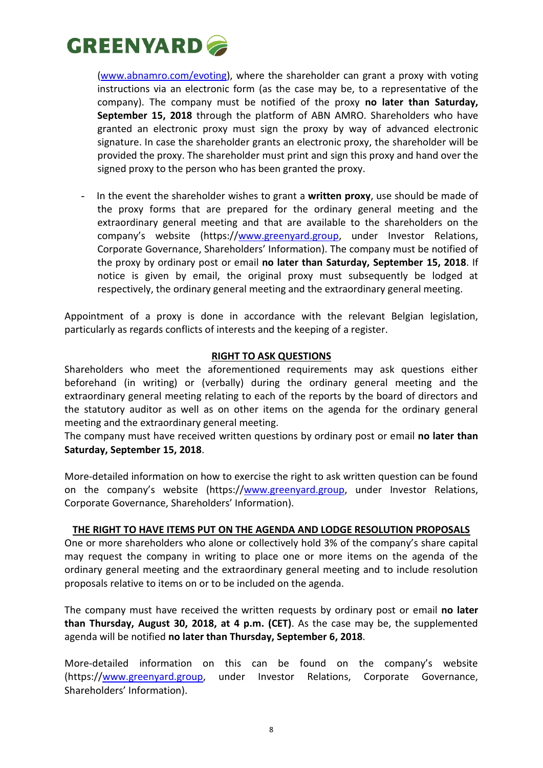(www.abnamro.com/evoting), where the shareholder can grant a proxy with voting instructions via an electronic form (as the case may be, to a representative of the company). The company must be notified of the proxy **no later than Saturday, September 15, 2018** through the platform of ABN AMRO. Shareholders who have granted an electronic proxy must sign the proxy by way of advanced electronic signature. In case the shareholder grants an electronic proxy, the shareholder will be provided the proxy. The shareholder must print and sign this proxy and hand over the signed proxy to the person who has been granted the proxy.

- In the event the shareholder wishes to grant a **written proxy**, use should be made of the proxy forms that are prepared for the ordinary general meeting and the extraordinary general meeting and that are available to the shareholders on the company's website (https://www.greenyard.group, under Investor Relations, Corporate Governance, Shareholders' Information). The company must be notified of the proxy by ordinary post or email **no later than Saturday, September 15, 2018**. If notice is given by email, the original proxy must subsequently be lodged at respectively, the ordinary general meeting and the extraordinary general meeting.

Appointment of a proxy is done in accordance with the relevant Belgian legislation, particularly as regards conflicts of interests and the keeping of a register.

## RIGHT TO ASK QUESTIONS

Shareholders who meet the aforementioned requirements may ask questions either beforehand (in writing) or (verbally) during the ordinary general meeting and the extraordinary general meeting relating to each of the reports by the board of directors and the statutory auditor as well as on other items on the agenda for the ordinary general meeting and the extraordinary general meeting.
The company must have received written questions by ordinary post or email **no later than Saturday, September 15, 2018**.

More-detailed information on how to exercise the right to ask written question can be found on the company's website (https://www.greenyard.group, under Investor Relations, Corporate Governance, Shareholders' Information).

## THE RIGHT TO HAVE ITEMS PUT ON THE AGENDA AND LODGE RESOLUTION PROPOSALS

One or more shareholders who alone or collectively hold 3% of the company's share capital may request the company in writing to place one or more items on the agenda of the ordinary general meeting and the extraordinary general meeting and to include resolution proposals relative to items on or to be included on the agenda.

The company must have received the written requests by ordinary post or email **no later than Thursday, August 30, 2018, at 4 p.m. (CET)**. As the case may be, the supplemented agenda will be notified **no later than Thursday, September 6, 2018**.

More-detailed information on this can be found on the company's website (https://www.greenyard.group, under Investor Relations, Corporate Governance, Shareholders' Information).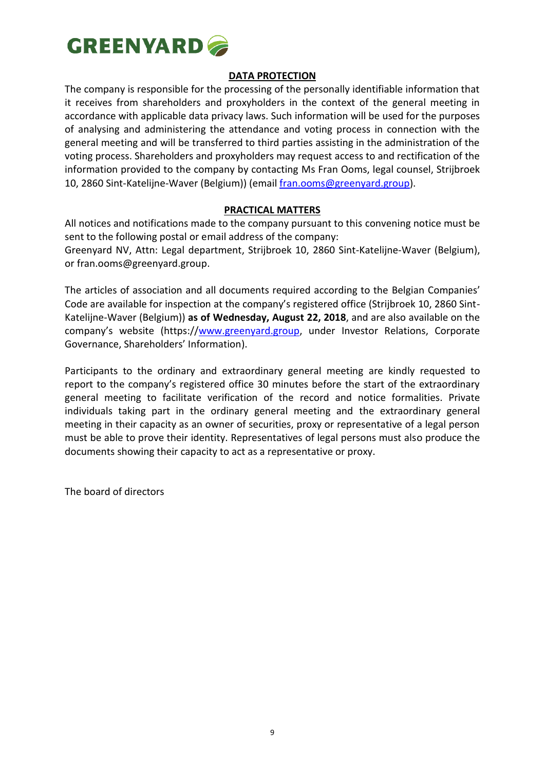## DATA PROTECTION

The company is responsible for the processing of the personally identifiable information that it receives from shareholders and proxyholders in the context of the general meeting in accordance with applicable data privacy laws. Such information will be used for the purposes of analysing and administering the attendance and voting process in connection with the general meeting and will be transferred to third parties assisting in the administration of the voting process. Shareholders and proxyholders may request access to and rectification of the information provided to the company by contacting Ms Fran Ooms, legal counsel, Strijbroek 10, 2860 Sint-Katelijne-Waver (Belgium)) (email fran.ooms@greenyard.group).

## PRACTICAL MATTERS

All notices and notifications made to the company pursuant to this convening notice must be sent to the following postal or email address of the company:
Greenyard NV, Attn: Legal department, Strijbroek 10, 2860 Sint-Katelijne-Waver (Belgium), or fran.ooms@greenyard.group.

The articles of association and all documents required according to the Belgian Companies' Code are available for inspection at the company's registered office (Strijbroek 10, 2860 Sint-Katelijne-Waver (Belgium)) **as of Wednesday, August 22, 2018**, and are also available on the company's website (https://www.greenyard.group, under Investor Relations, Corporate Governance, Shareholders' Information).

Participants to the ordinary and extraordinary general meeting are kindly requested to report to the company's registered office 30 minutes before the start of the extraordinary general meeting to facilitate verification of the record and notice formalities. Private individuals taking part in the ordinary general meeting and the extraordinary general meeting in their capacity as an owner of securities, proxy or representative of a legal person must be able to prove their identity. Representatives of legal persons must also produce the documents showing their capacity to act as a representative or proxy.

The board of directors